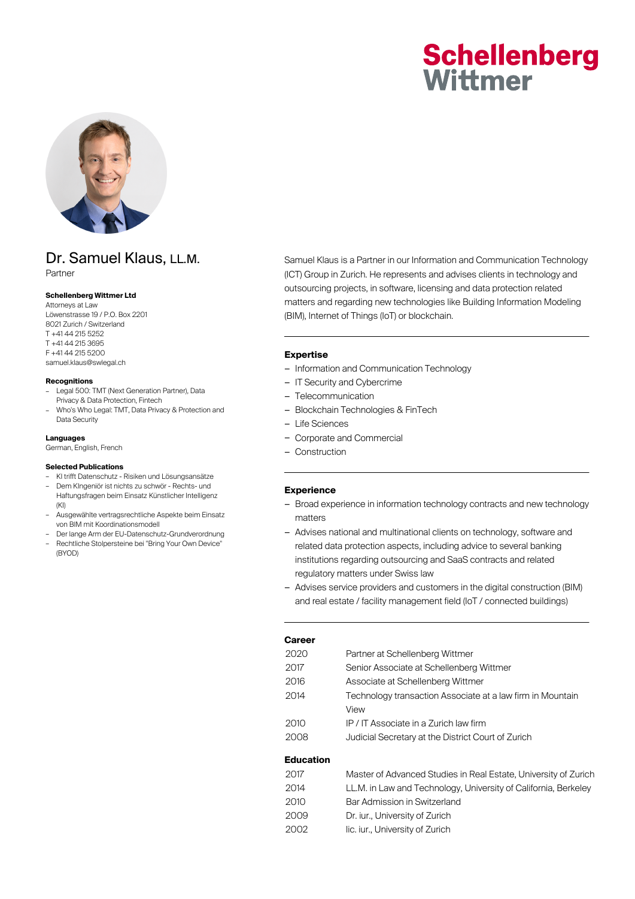Schellenberg Wittmer

# Dr. Samuel Klaus, LL.M.

Partner

**Schellenberg Wittmer Ltd**
Attorneys at Law
Löwenstrasse 19 / P.O. Box 2201
8021 Zurich / Switzerland
T +41 44 215 5252
T +41 44 215 3695
F +41 44 215 5200
samuel.klaus@swlegal.ch

**Recognitions**

- Legal 500: TMT (Next Generation Partner), Data Privacy & Data Protection, Fintech
- Who's Who Legal: TMT, Data Privacy & Protection and Data Security

**Languages**
German, English, French

**Selected Publications**

- KI trifft Datenschutz - Risiken und Lösungsansätze
- Dem KIngeniör ist nichts zu schwör - Rechts- und Haftungsfragen beim Einsatz Künstlicher Intelligenz (KI)
- Ausgewählte vertragsrechtliche Aspekte beim Einsatz von BIM mit Koordinationsmodell
- Der lange Arm der EU-Datenschutz-Grundverordnung
- Rechtliche Stolpersteine bei "Bring Your Own Device" (BYOD)

Samuel Klaus is a Partner in our Information and Communication Technology (ICT) Group in Zurich. He represents and advises clients in technology and outsourcing projects, in software, licensing and data protection related matters and regarding new technologies like Building Information Modeling (BIM), Internet of Things (IoT) or blockchain.

## Expertise

- Information and Communication Technology
- IT Security and Cybercrime
- Telecommunication
- Blockchain Technologies & FinTech
- Life Sciences
- Corporate and Commercial
- Construction

## Experience

- Broad experience in information technology contracts and new technology matters
- Advises national and multinational clients on technology, software and related data protection aspects, including advice to several banking institutions regarding outsourcing and SaaS contracts and related regulatory matters under Swiss law
- Advises service providers and customers in the digital construction (BIM) and real estate / facility management field (IoT / connected buildings)

## Career

| | |
|---|---|
| 2020 | Partner at Schellenberg Wittmer |
| 2017 | Senior Associate at Schellenberg Wittmer |
| 2016 | Associate at Schellenberg Wittmer |
| 2014 | Technology transaction Associate at a law firm in Mountain View |
| 2010 | IP / IT Associate in a Zurich law firm |
| 2008 | Judicial Secretary at the District Court of Zurich |

## Education

| | |
|---|---|
| 2017 | Master of Advanced Studies in Real Estate, University of Zurich |
| 2014 | LL.M. in Law and Technology, University of California, Berkeley |
| 2010 | Bar Admission in Switzerland |
| 2009 | Dr. iur., University of Zurich |
| 2002 | lic. iur., University of Zurich |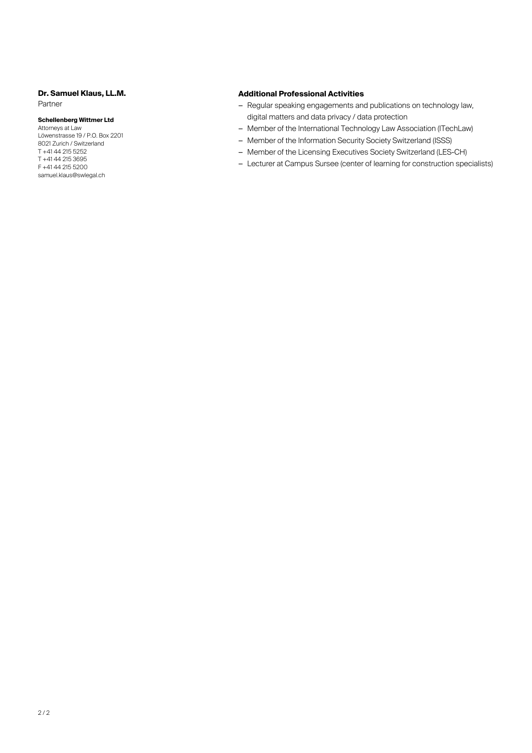**Dr. Samuel Klaus, LL.M.**
Partner

**Schellenberg Wittmer Ltd**
Attorneys at Law
Löwenstrasse 19 / P.O. Box 2201
8021 Zurich / Switzerland
T +41 44 215 5252
T +41 44 215 3695
F +41 44 215 5200
samuel.klaus@swlegal.ch

**Additional Professional Activities**

- Regular speaking engagements and publications on technology law, digital matters and data privacy / data protection
- Member of the International Technology Law Association (ITechLaw)
- Member of the Information Security Society Switzerland (ISSS)
- Member of the Licensing Executives Society Switzerland (LES-CH)
- Lecturer at Campus Sursee (center of learning for construction specialists)